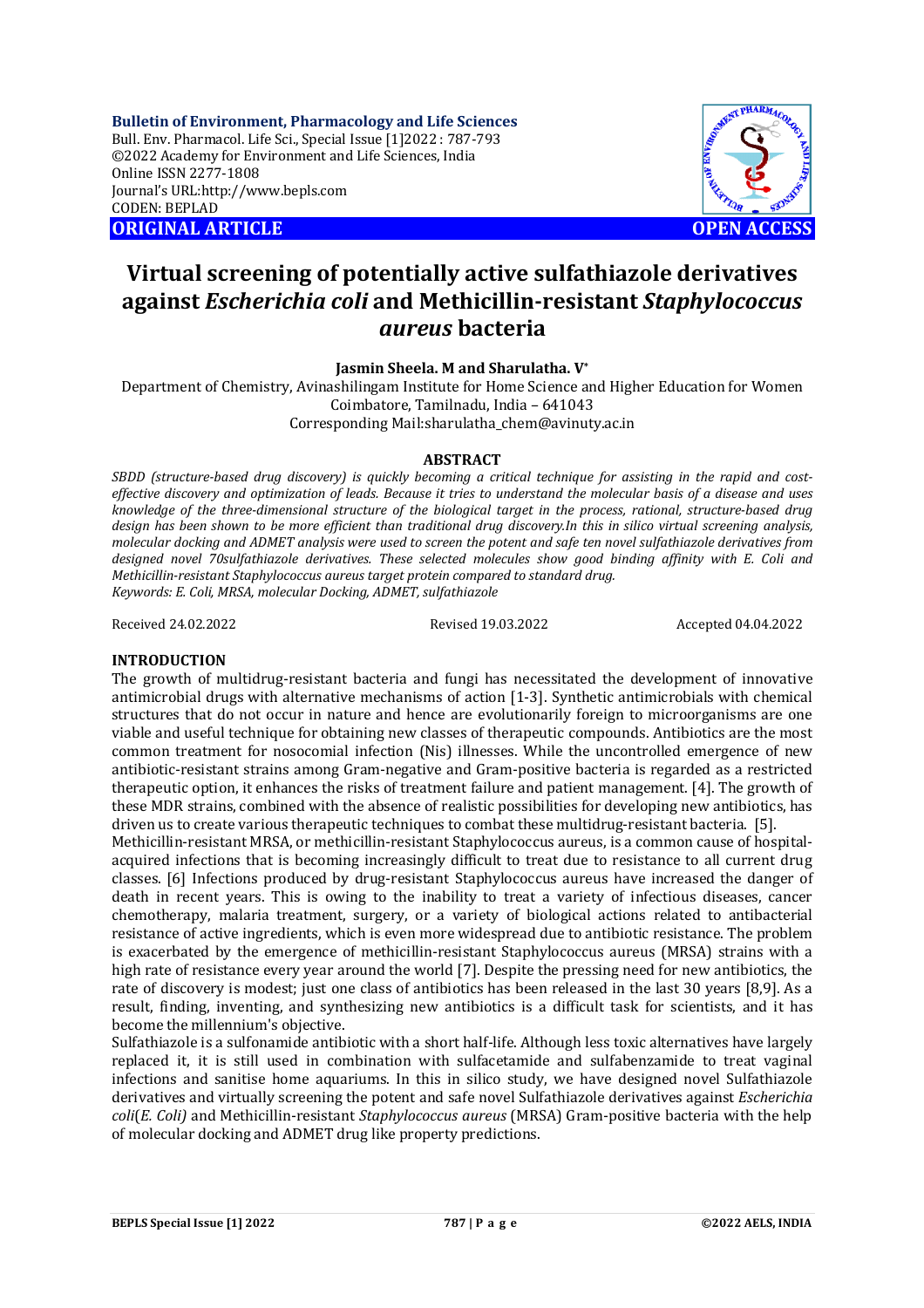**Bulletin of Environment, Pharmacology and Life Sciences**
Bull. Env. Pharmacol. Life Sci., Special Issue [1]2022 : 787-793
©2022 Academy for Environment and Life Sciences, India
Online ISSN 2277-1808
Journal's URL:http://www.bepls.com
CODEN: BEPLAD

**ORIGINAL ARTICLE** **OPEN ACCESS**

# Virtual screening of potentially active sulfathiazole derivatives against *Escherichia coli* and Methicillin-resistant *Staphylococcus aureus* bacteria

**Jasmin Sheela. M and Sharulatha. V***

Department of Chemistry, Avinashilingam Institute for Home Science and Higher Education for Women
Coimbatore, Tamilnadu, India – 641043
Corresponding Mail:sharulatha_chem@avinuty.ac.in

## ABSTRACT

*SBDD (structure-based drug discovery) is quickly becoming a critical technique for assisting in the rapid and cost-effective discovery and optimization of leads. Because it tries to understand the molecular basis of a disease and uses knowledge of the three-dimensional structure of the biological target in the process, rational, structure-based drug design has been shown to be more efficient than traditional drug discovery.In this in silico virtual screening analysis, molecular docking and ADMET analysis were used to screen the potent and safe ten novel sulfathiazole derivatives from designed novel 70sulfathiazole derivatives. These selected molecules show good binding affinity with E. Coli and Methicillin-resistant Staphylococcus aureus target protein compared to standard drug.*
*Keywords: E. Coli, MRSA, molecular Docking, ADMET, sulfathiazole*

Received 24.02.2022 Revised 19.03.2022 Accepted 04.04.2022

## INTRODUCTION

The growth of multidrug-resistant bacteria and fungi has necessitated the development of innovative antimicrobial drugs with alternative mechanisms of action [1-3]. Synthetic antimicrobials with chemical structures that do not occur in nature and hence are evolutionarily foreign to microorganisms are one viable and useful technique for obtaining new classes of therapeutic compounds. Antibiotics are the most common treatment for nosocomial infection (Nis) illnesses. While the uncontrolled emergence of new antibiotic-resistant strains among Gram-negative and Gram-positive bacteria is regarded as a restricted therapeutic option, it enhances the risks of treatment failure and patient management. [4]. The growth of these MDR strains, combined with the absence of realistic possibilities for developing new antibiotics, has driven us to create various therapeutic techniques to combat these multidrug-resistant bacteria. [5].

Methicillin-resistant MRSA, or methicillin-resistant Staphylococcus aureus, is a common cause of hospital-acquired infections that is becoming increasingly difficult to treat due to resistance to all current drug classes. [6] Infections produced by drug-resistant Staphylococcus aureus have increased the danger of death in recent years. This is owing to the inability to treat a variety of infectious diseases, cancer chemotherapy, malaria treatment, surgery, or a variety of biological actions related to antibacterial resistance of active ingredients, which is even more widespread due to antibiotic resistance. The problem is exacerbated by the emergence of methicillin-resistant Staphylococcus aureus (MRSA) strains with a high rate of resistance every year around the world [7]. Despite the pressing need for new antibiotics, the rate of discovery is modest; just one class of antibiotics has been released in the last 30 years [8,9]. As a result, finding, inventing, and synthesizing new antibiotics is a difficult task for scientists, and it has become the millennium's objective.

Sulfathiazole is a sulfonamide antibiotic with a short half-life. Although less toxic alternatives have largely replaced it, it is still used in combination with sulfacetamide and sulfabenzamide to treat vaginal infections and sanitise home aquariums. In this in silico study, we have designed novel Sulfathiazole derivatives and virtually screening the potent and safe novel Sulfathiazole derivatives against *Escherichia coli*(*E. Coli)* and Methicillin-resistant *Staphylococcus aureus* (MRSA) Gram-positive bacteria with the help of molecular docking and ADMET drug like property predictions.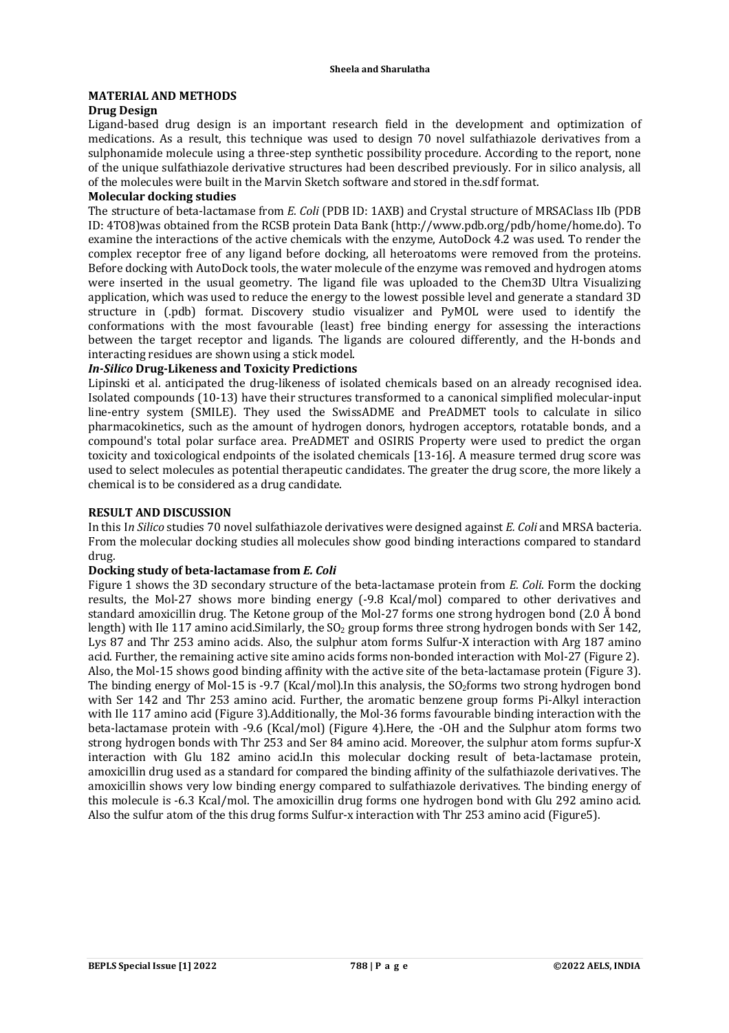## MATERIAL AND METHODS

### Drug Design

Ligand-based drug design is an important research field in the development and optimization of medications. As a result, this technique was used to design 70 novel sulfathiazole derivatives from a sulphonamide molecule using a three-step synthetic possibility procedure. According to the report, none of the unique sulfathiazole derivative structures had been described previously. For in silico analysis, all of the molecules were built in the Marvin Sketch software and stored in the.sdf format.

### Molecular docking studies

The structure of beta-lactamase from *E. Coli* (PDB ID: 1AXB) and Crystal structure of MRSAClass IIb (PDB ID: 4TO8)was obtained from the RCSB protein Data Bank (http://www.pdb.org/pdb/home/home.do). To examine the interactions of the active chemicals with the enzyme, AutoDock 4.2 was used. To render the complex receptor free of any ligand before docking, all heteroatoms were removed from the proteins. Before docking with AutoDock tools, the water molecule of the enzyme was removed and hydrogen atoms were inserted in the usual geometry. The ligand file was uploaded to the Chem3D Ultra Visualizing application, which was used to reduce the energy to the lowest possible level and generate a standard 3D structure in (.pdb) format. Discovery studio visualizer and PyMOL were used to identify the conformations with the most favourable (least) free binding energy for assessing the interactions between the target receptor and ligands. The ligands are coloured differently, and the H-bonds and interacting residues are shown using a stick model.

### *In-Silico* Drug-Likeness and Toxicity Predictions

Lipinski et al. anticipated the drug-likeness of isolated chemicals based on an already recognised idea. Isolated compounds (10-13) have their structures transformed to a canonical simplified molecular-input line-entry system (SMILE). They used the SwissADME and PreADMET tools to calculate in silico pharmacokinetics, such as the amount of hydrogen donors, hydrogen acceptors, rotatable bonds, and a compound's total polar surface area. PreADMET and OSIRIS Property were used to predict the organ toxicity and toxicological endpoints of the isolated chemicals [13-16]. A measure termed drug score was used to select molecules as potential therapeutic candidates. The greater the drug score, the more likely a chemical is to be considered as a drug candidate.

## RESULT AND DISCUSSION

In this I*n Silico* studies 70 novel sulfathiazole derivatives were designed against *E. Coli* and MRSA bacteria. From the molecular docking studies all molecules show good binding interactions compared to standard drug.

### Docking study of beta-lactamase from *E. Coli*

Figure 1 shows the 3D secondary structure of the beta-lactamase protein from *E. Coli*. Form the docking results, the Mol-27 shows more binding energy (-9.8 Kcal/mol) compared to other derivatives and standard amoxicillin drug. The Ketone group of the Mol-27 forms one strong hydrogen bond (2.0 Å bond length) with Ile 117 amino acid.Similarly, the $SO_2$ group forms three strong hydrogen bonds with Ser 142, Lys 87 and Thr 253 amino acids. Also, the sulphur atom forms Sulfur-X interaction with Arg 187 amino acid. Further, the remaining active site amino acids forms non-bonded interaction with Mol-27 (Figure 2). Also, the Mol-15 shows good binding affinity with the active site of the beta-lactamase protein (Figure 3). The binding energy of Mol-15 is -9.7 (Kcal/mol).In this analysis, the $SO_2$forms two strong hydrogen bond with Ser 142 and Thr 253 amino acid. Further, the aromatic benzene group forms Pi-Alkyl interaction with Ile 117 amino acid (Figure 3).Additionally, the Mol-36 forms favourable binding interaction with the beta-lactamase protein with -9.6 (Kcal/mol) (Figure 4).Here, the -OH and the Sulphur atom forms two strong hydrogen bonds with Thr 253 and Ser 84 amino acid. Moreover, the sulphur atom forms supfur-X interaction with Glu 182 amino acid.In this molecular docking result of beta-lactamase protein, amoxicillin drug used as a standard for compared the binding affinity of the sulfathiazole derivatives. The amoxicillin shows very low binding energy compared to sulfathiazole derivatives. The binding energy of this molecule is -6.3 Kcal/mol. The amoxicillin drug forms one hydrogen bond with Glu 292 amino acid. Also the sulfur atom of the this drug forms Sulfur-x interaction with Thr 253 amino acid (Figure5).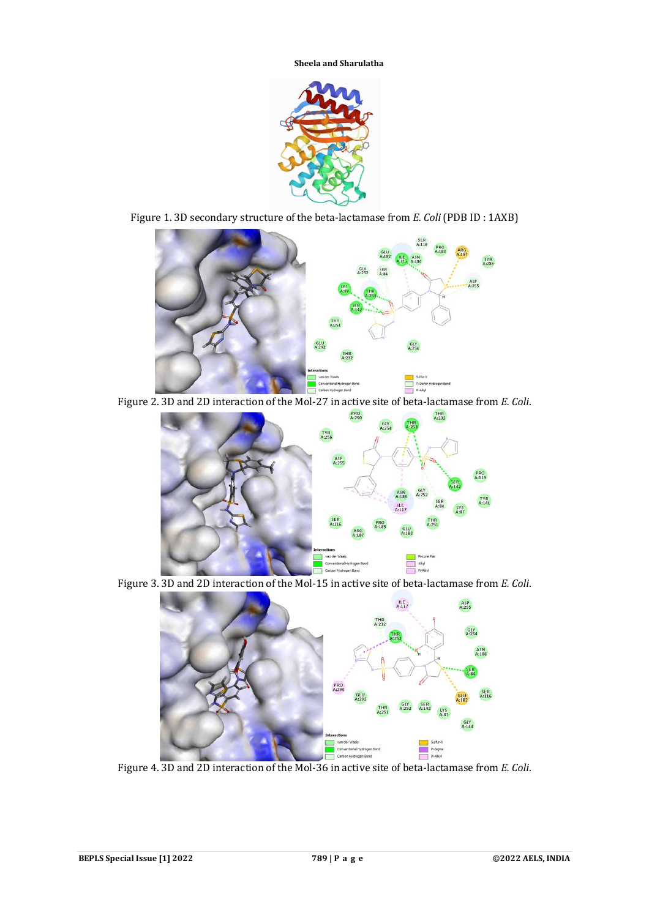Figure 1. 3D secondary structure of the beta-lactamase from *E. Coli* (PDB ID : 1AXB)

Figure 2. 3D and 2D interaction of the Mol-27 in active site of beta-lactamase from *E. Coli*.

Figure 3. 3D and 2D interaction of the Mol-15 in active site of beta-lactamase from *E. Coli*.

Figure 4. 3D and 2D interaction of the Mol-36 in active site of beta-lactamase from *E. Coli*.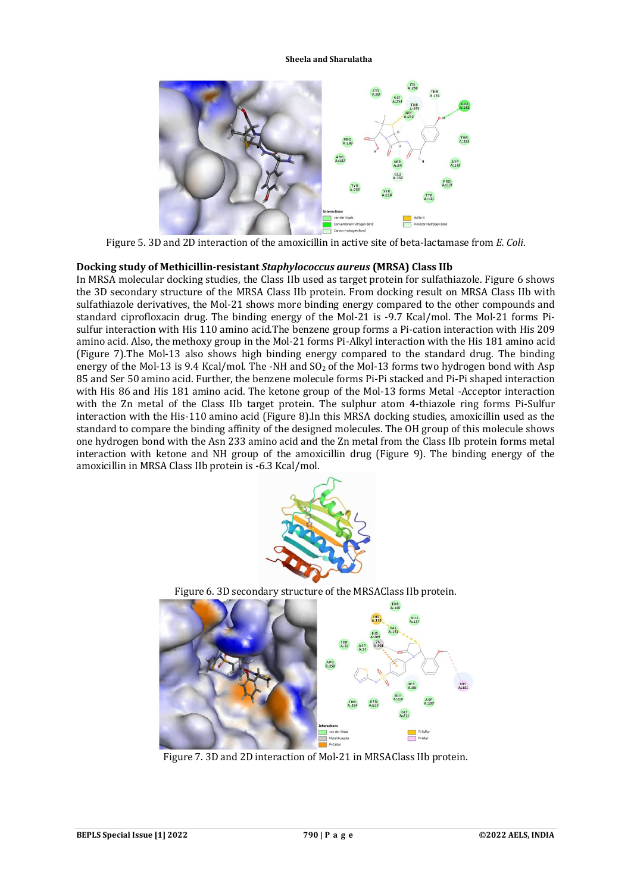Figure 5. 3D and 2D interaction of the amoxicillin in active site of beta-lactamase from *E. Coli*.

**Docking study of Methicillin-resistant *Staphylococcus aureus* (MRSA) Class IIb**

In MRSA molecular docking studies, the Class IIb used as target protein for sulfathiazole. Figure 6 shows the 3D secondary structure of the MRSA Class IIb protein. From docking result on MRSA Class IIb with sulfathiazole derivatives, the Mol-21 shows more binding energy compared to the other compounds and standard ciprofloxacin drug. The binding energy of the Mol-21 is -9.7 Kcal/mol. The Mol-21 forms Pi-sulfur interaction with His 110 amino acid.The benzene group forms a Pi-cation interaction with His 209 amino acid. Also, the methoxy group in the Mol-21 forms Pi-Alkyl interaction with the His 181 amino acid (Figure 7).The Mol-13 also shows high binding energy compared to the standard drug. The binding energy of the Mol-13 is 9.4 Kcal/mol. The -NH and $SO_2$ of the Mol-13 forms two hydrogen bond with Asp 85 and Ser 50 amino acid. Further, the benzene molecule forms Pi-Pi stacked and Pi-Pi shaped interaction with His 86 and His 181 amino acid. The ketone group of the Mol-13 forms Metal -Acceptor interaction with the Zn metal of the Class IIb target protein. The sulphur atom 4-thiazole ring forms Pi-Sulfur interaction with the His-110 amino acid (Figure 8).In this MRSA docking studies, amoxicillin used as the standard to compare the binding affinity of the designed molecules. The OH group of this molecule shows one hydrogen bond with the Asn 233 amino acid and the Zn metal from the Class IIb protein forms metal interaction with ketone and NH group of the amoxicillin drug (Figure 9). The binding energy of the amoxicillin in MRSA Class IIb protein is -6.3 Kcal/mol.

Figure 6. 3D secondary structure of the MRSAClass IIb protein.

Figure 7. 3D and 2D interaction of Mol-21 in MRSAClass IIb protein.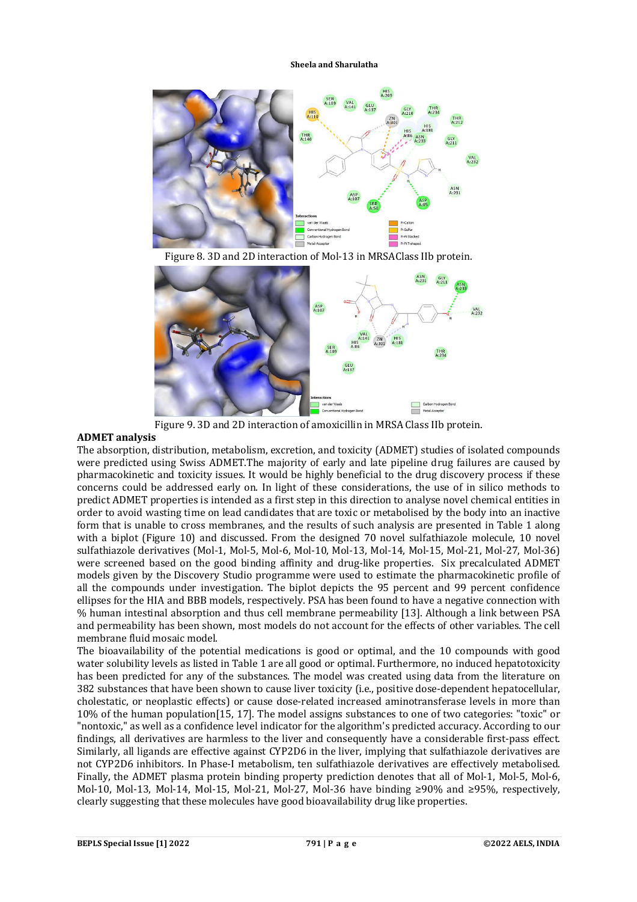Figure 8. 3D and 2D interaction of Mol-13 in MRSAClass IIb protein.

Figure 9. 3D and 2D interaction of amoxicillin in MRSA Class IIb protein.

**ADMET analysis**

The absorption, distribution, metabolism, excretion, and toxicity (ADMET) studies of isolated compounds were predicted using Swiss ADMET.The majority of early and late pipeline drug failures are caused by pharmacokinetic and toxicity issues. It would be highly beneficial to the drug discovery process if these concerns could be addressed early on. In light of these considerations, the use of in silico methods to predict ADMET properties is intended as a first step in this direction to analyse novel chemical entities in order to avoid wasting time on lead candidates that are toxic or metabolised by the body into an inactive form that is unable to cross membranes, and the results of such analysis are presented in Table 1 along with a biplot (Figure 10) and discussed. From the designed 70 novel sulfathiazole molecule, 10 novel sulfathiazole derivatives (Mol-1, Mol-5, Mol-6, Mol-10, Mol-13, Mol-14, Mol-15, Mol-21, Mol-27, Mol-36) were screened based on the good binding affinity and drug-like properties. Six precalculated ADMET models given by the Discovery Studio programme were used to estimate the pharmacokinetic profile of all the compounds under investigation. The biplot depicts the 95 percent and 99 percent confidence ellipses for the HIA and BBB models, respectively. PSA has been found to have a negative connection with % human intestinal absorption and thus cell membrane permeability [13]. Although a link between PSA and permeability has been shown, most models do not account for the effects of other variables. The cell membrane fluid mosaic model.

The bioavailability of the potential medications is good or optimal, and the 10 compounds with good water solubility levels as listed in Table 1 are all good or optimal. Furthermore, no induced hepatotoxicity has been predicted for any of the substances. The model was created using data from the literature on 382 substances that have been shown to cause liver toxicity (i.e., positive dose-dependent hepatocellular, cholestatic, or neoplastic effects) or cause dose-related increased aminotransferase levels in more than 10% of the human population[15, 17]. The model assigns substances to one of two categories: "toxic" or "nontoxic," as well as a confidence level indicator for the algorithm's predicted accuracy. According to our findings, all derivatives are harmless to the liver and consequently have a considerable first-pass effect. Similarly, all ligands are effective against CYP2D6 in the liver, implying that sulfathiazole derivatives are not CYP2D6 inhibitors. In Phase-I metabolism, ten sulfathiazole derivatives are effectively metabolised. Finally, the ADMET plasma protein binding property prediction denotes that all of Mol-1, Mol-5, Mol-6, Mol-10, Mol-13, Mol-14, Mol-15, Mol-21, Mol-27, Mol-36 have binding ≥90% and ≥95%, respectively, clearly suggesting that these molecules have good bioavailability drug like properties.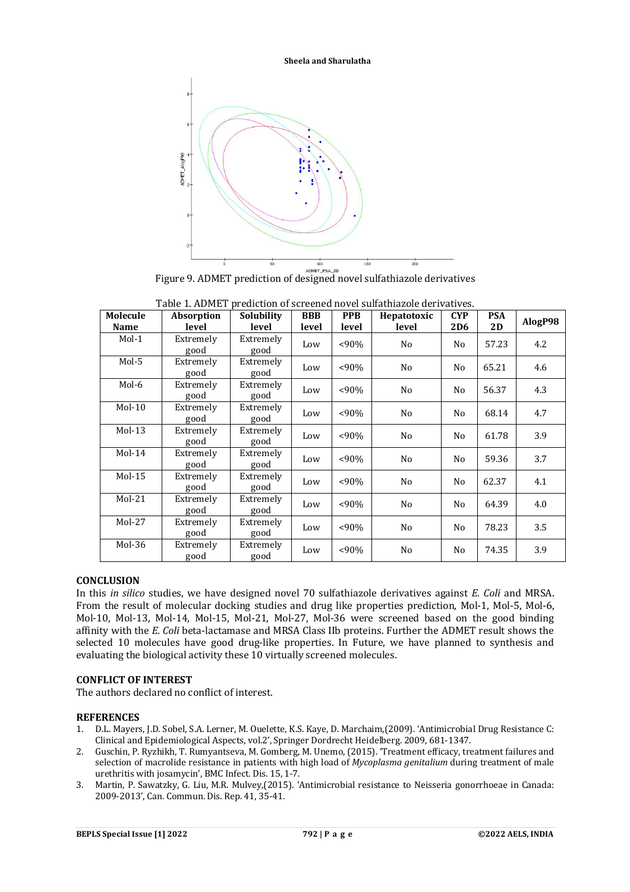Figure 9. ADMET prediction of designed novel sulfathiazole derivatives

Table 1. ADMET prediction of screened novel sulfathiazole derivatives.

| Molecule Name | Absorption level | Solubility level | BBB level | PPB level | Hepatotoxic level | CYP 2D6 | PSA 2D | AlogP98 |
|---|---|---|---|---|---|---|---|---|
| Mol-1 | Extremely good | Extremely good | Low | <90% | No | No | 57.23 | 4.2 |
| Mol-5 | Extremely good | Extremely good | Low | <90% | No | No | 65.21 | 4.6 |
| Mol-6 | Extremely good | Extremely good | Low | <90% | No | No | 56.37 | 4.3 |
| Mol-10 | Extremely good | Extremely good | Low | <90% | No | No | 68.14 | 4.7 |
| Mol-13 | Extremely good | Extremely good | Low | <90% | No | No | 61.78 | 3.9 |
| Mol-14 | Extremely good | Extremely good | Low | <90% | No | No | 59.36 | 3.7 |
| Mol-15 | Extremely good | Extremely good | Low | <90% | No | No | 62.37 | 4.1 |
| Mol-21 | Extremely good | Extremely good | Low | <90% | No | No | 64.39 | 4.0 |
| Mol-27 | Extremely good | Extremely good | Low | <90% | No | No | 78.23 | 3.5 |
| Mol-36 | Extremely good | Extremely good | Low | <90% | No | No | 74.35 | 3.9 |

## CONCLUSION

In this *in silico* studies, we have designed novel 70 sulfathiazole derivatives against *E. Coli* and MRSA. From the result of molecular docking studies and drug like properties prediction, Mol-1, Mol-5, Mol-6, Mol-10, Mol-13, Mol-14, Mol-15, Mol-21, Mol-27, Mol-36 were screened based on the good binding affinity with the *E. Coli* beta-lactamase and MRSA Class IIb proteins. Further the ADMET result shows the selected 10 molecules have good drug-like properties. In Future, we have planned to synthesis and evaluating the biological activity these 10 virtually screened molecules.

## CONFLICT OF INTEREST

The authors declared no conflict of interest.

## REFERENCES

1. D.L. Mayers, J.D. Sobel, S.A. Lerner, M. Ouelette, K.S. Kaye, D. Marchaim,(2009). 'Antimicrobial Drug Resistance C: Clinical and Epidemiological Aspects, vol.2', Springer Dordrecht Heidelberg. 2009, 681-1347.
2. Guschin, P. Ryzhikh, T. Rumyantseva, M. Gomberg, M. Unemo, (2015). 'Treatment efficacy, treatment failures and selection of macrolide resistance in patients with high load of *Mycoplasma genitalium* during treatment of male urethritis with josamycin', BMC Infect. Dis. 15, 1-7.
3. Martin, P. Sawatzky, G. Liu, M.R. Mulvey,(2015). 'Antimicrobial resistance to Neisseria gonorrhoeae in Canada: 2009-2013', Can. Commun. Dis. Rep. 41, 35-41.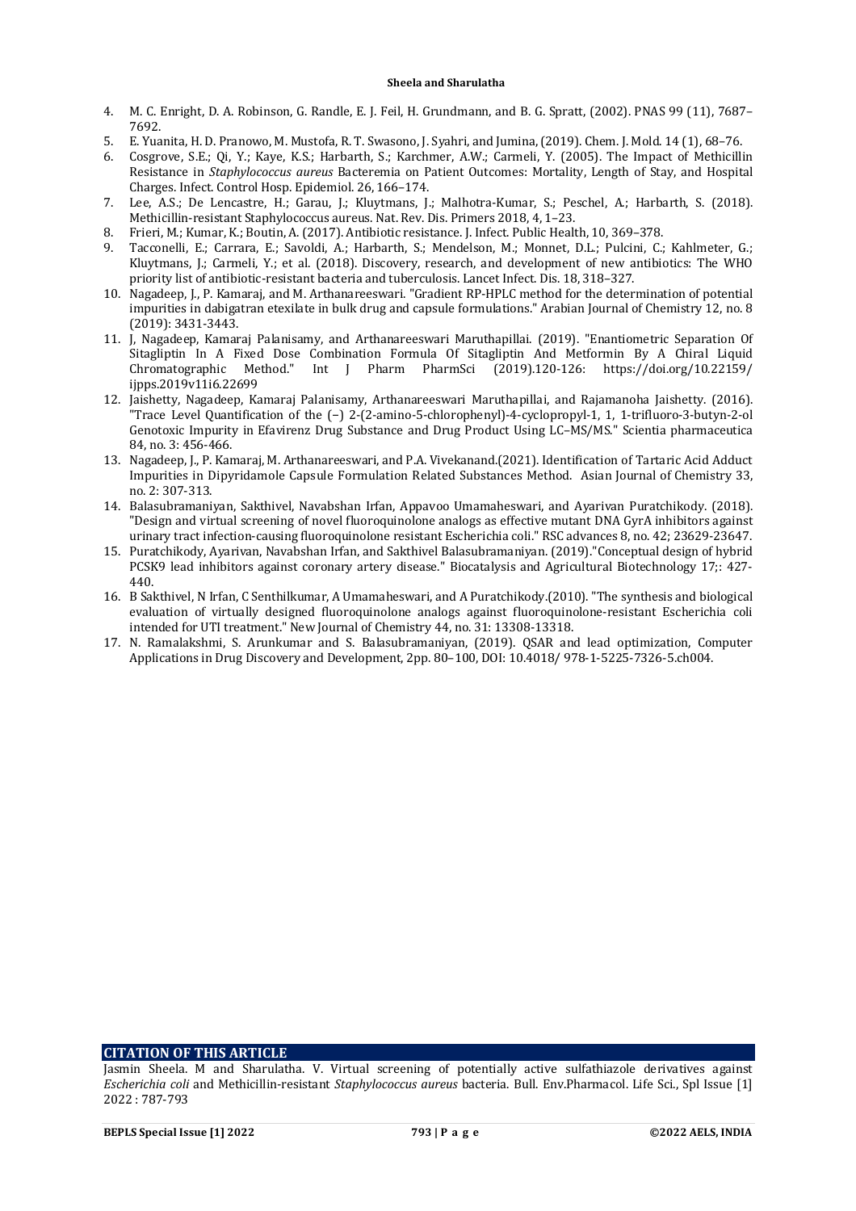4. M. C. Enright, D. A. Robinson, G. Randle, E. J. Feil, H. Grundmann, and B. G. Spratt, (2002). PNAS 99 (11), 7687–7692.
5. E. Yuanita, H. D. Pranowo, M. Mustofa, R. T. Swasono, J. Syahri, and Jumina, (2019). Chem. J. Mold. 14 (1), 68–76.
6. Cosgrove, S.E.; Qi, Y.; Kaye, K.S.; Harbarth, S.; Karchmer, A.W.; Carmeli, Y. (2005). The Impact of Methicillin Resistance in *Staphylococcus aureus* Bacteremia on Patient Outcomes: Mortality, Length of Stay, and Hospital Charges. Infect. Control Hosp. Epidemiol. 26, 166–174.
7. Lee, A.S.; De Lencastre, H.; Garau, J.; Kluytmans, J.; Malhotra-Kumar, S.; Peschel, A.; Harbarth, S. (2018). Methicillin-resistant Staphylococcus aureus. Nat. Rev. Dis. Primers 2018, 4, 1–23.
8. Frieri, M.; Kumar, K.; Boutin, A. (2017). Antibiotic resistance. J. Infect. Public Health, 10, 369–378.
9. Tacconelli, E.; Carrara, E.; Savoldi, A.; Harbarth, S.; Mendelson, M.; Monnet, D.L.; Pulcini, C.; Kahlmeter, G.; Kluytmans, J.; Carmeli, Y.; et al. (2018). Discovery, research, and development of new antibiotics: The WHO priority list of antibiotic-resistant bacteria and tuberculosis. Lancet Infect. Dis. 18, 318–327.
10. Nagadeep, J., P. Kamaraj, and M. Arthanareeswari. "Gradient RP-HPLC method for the determination of potential impurities in dabigatran etexilate in bulk drug and capsule formulations." Arabian Journal of Chemistry 12, no. 8 (2019): 3431-3443.
11. J, Nagadeep, Kamaraj Palanisamy, and Arthanareeswari Maruthapillai. (2019). "Enantiometric Separation Of Sitagliptin In A Fixed Dose Combination Formula Of Sitagliptin And Metformin By A Chiral Liquid Chromatographic Method." Int J Pharm PharmSci (2019).120-126: https://doi.org/10.22159/ijpps.2019v11i6.22699
12. Jaishetty, Nagadeep, Kamaraj Palanisamy, Arthanareeswari Maruthapillai, and Rajamanoha Jaishetty. (2016). "Trace Level Quantification of the (−) 2-(2-amino-5-chlorophenyl)-4-cyclopropyl-1, 1-trifluoro-3-butyn-2-ol Genotoxic Impurity in Efavirenz Drug Substance and Drug Product Using LC–MS/MS." Scientia pharmaceutica 84, no. 3: 456-466.
13. Nagadeep, J., P. Kamaraj, M. Arthanareeswari, and P.A. Vivekanand.(2021). Identification of Tartaric Acid Adduct Impurities in Dipyridamole Capsule Formulation Related Substances Method. Asian Journal of Chemistry 33, no. 2: 307-313.
14. Balasubramaniyan, Sakthivel, Navabshan Irfan, Appavoo Umamaheswari, and Ayarivan Puratchikody. (2018). "Design and virtual screening of novel fluoroquinolone analogs as effective mutant DNA GyrA inhibitors against urinary tract infection-causing fluoroquinolone resistant Escherichia coli." RSC advances 8, no. 42; 23629-23647.
15. Puratchikody, Ayarivan, Navabshan Irfan, and Sakthivel Balasubramaniyan. (2019)."Conceptual design of hybrid PCSK9 lead inhibitors against coronary artery disease." Biocatalysis and Agricultural Biotechnology 17;: 427-440.
16. B Sakthivel, N Irfan, C Senthilkumar, A Umamaheswari, and A Puratchikody.(2010). "The synthesis and biological evaluation of virtually designed fluoroquinolone analogs against fluoroquinolone-resistant Escherichia coli intended for UTI treatment." New Journal of Chemistry 44, no. 31: 13308-13318.
17. N. Ramalakshmi, S. Arunkumar and S. Balasubramaniyan, (2019). QSAR and lead optimization, Computer Applications in Drug Discovery and Development, 2pp. 80–100, DOI: 10.4018/ 978-1-5225-7326-5.ch004.

## CITATION OF THIS ARTICLE

Jasmin Sheela. M and Sharulatha. V. Virtual screening of potentially active sulfathiazole derivatives against *Escherichia coli* and Methicillin-resistant *Staphylococcus aureus* bacteria. Bull. Env.Pharmacol. Life Sci., Spl Issue [1] 2022 : 787-793